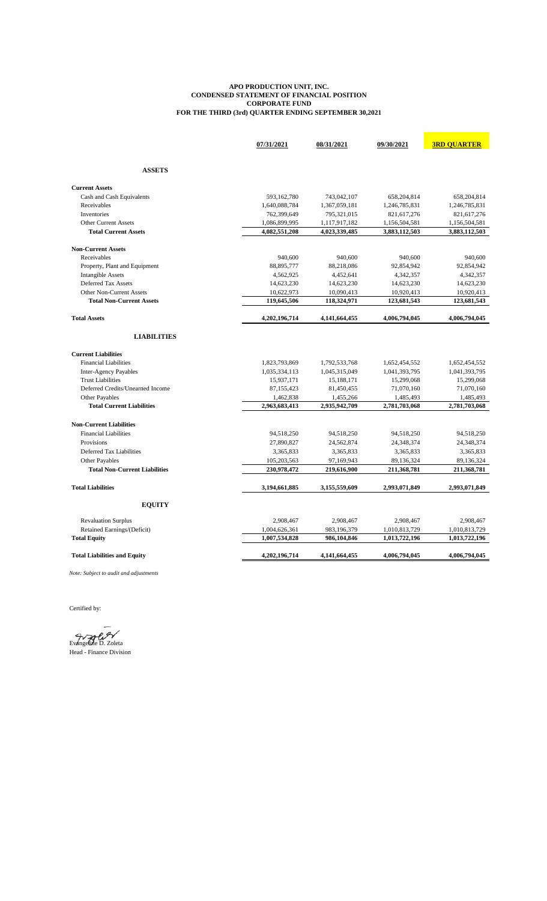**APO PRODUCTION UNIT, INC.**
**CONDENSED STATEMENT OF FINANCIAL POSITION**
**CORPORATE FUND**
**FOR THE THIRD (3rd) QUARTER ENDING SEPTEMBER 30,2021**

| | 07/31/2021 | 08/31/2021 | 09/30/2021 | 3RD QUARTER |
|---|---|---|---|---|
| **ASSETS** | | | | |
| **Current Assets** | | | | |
| Cash and Cash Equivalents | 593,162,780 | 743,042,107 | 658,204,814 | 658,204,814 |
| Receivables | 1,640,088,784 | 1,367,059,181 | 1,246,785,831 | 1,246,785,831 |
| Inventories | 762,399,649 | 795,321,015 | 821,617,276 | 821,617,276 |
| Other Current Assets | 1,086,899,995 | 1,117,917,182 | 1,156,504,581 | 1,156,504,581 |
| **Total Current Assets** | **4,082,551,208** | **4,023,339,485** | **3,883,112,503** | **3,883,112,503** |
| **Non-Current Assets** | | | | |
| Receivables | 940,600 | 940,600 | 940,600 | 940,600 |
| Property, Plant and Equipment | 88,895,777 | 88,218,086 | 92,854,942 | 92,854,942 |
| Intangible Assets | 4,562,925 | 4,452,641 | 4,342,357 | 4,342,357 |
| Deferred Tax Assets | 14,623,230 | 14,623,230 | 14,623,230 | 14,623,230 |
| Other Non-Current Assets | 10,622,973 | 10,090,413 | 10,920,413 | 10,920,413 |
| **Total Non-Current Assets** | **119,645,506** | **118,324,971** | **123,681,543** | **123,681,543** |
| **Total Assets** | **4,202,196,714** | **4,141,664,455** | **4,006,794,045** | **4,006,794,045** |
| **LIABILITIES** | | | | |
| **Current Liabilities** | | | | |
| Financial Liabilities | 1,823,793,869 | 1,792,533,768 | 1,652,454,552 | 1,652,454,552 |
| Inter-Agency Payables | 1,035,334,113 | 1,045,315,049 | 1,041,393,795 | 1,041,393,795 |
| Trust Liabilities | 15,937,171 | 15,188,171 | 15,299,068 | 15,299,068 |
| Deferred Credits/Unearned Income | 87,155,423 | 81,450,455 | 71,070,160 | 71,070,160 |
| Other Payables | 1,462,838 | 1,455,266 | 1,485,493 | 1,485,493 |
| **Total Current Liabilities** | **2,963,683,413** | **2,935,942,709** | **2,781,703,068** | **2,781,703,068** |
| **Non-Current Liabilities** | | | | |
| Financial Liabilities | 94,518,250 | 94,518,250 | 94,518,250 | 94,518,250 |
| Provisions | 27,890,827 | 24,562,874 | 24,348,374 | 24,348,374 |
| Deferred Tax Liabilities | 3,365,833 | 3,365,833 | 3,365,833 | 3,365,833 |
| Other Payables | 105,203,563 | 97,169,943 | 89,136,324 | 89,136,324 |
| **Total Non-Current Liabilities** | **230,978,472** | **219,616,900** | **211,368,781** | **211,368,781** |
| **Total Liabilities** | **3,194,661,885** | **3,155,559,609** | **2,993,071,849** | **2,993,071,849** |
| **EQUITY** | | | | |
| Revaluation Surplus | 2,908,467 | 2,908,467 | 2,908,467 | 2,908,467 |
| Retained Earnings/(Deficit) | 1,004,626,361 | 983,196,379 | 1,010,813,729 | 1,010,813,729 |
| **Total Equity** | **1,007,534,828** | **986,104,846** | **1,013,722,196** | **1,013,722,196** |
| **Total Liabilities and Equity** | **4,202,196,714** | **4,141,664,455** | **4,006,794,045** | **4,006,794,045** |

*Note: Subject to audit and adjustments*

Certified by:

Evangeline D. Zoleta
Head - Finance Division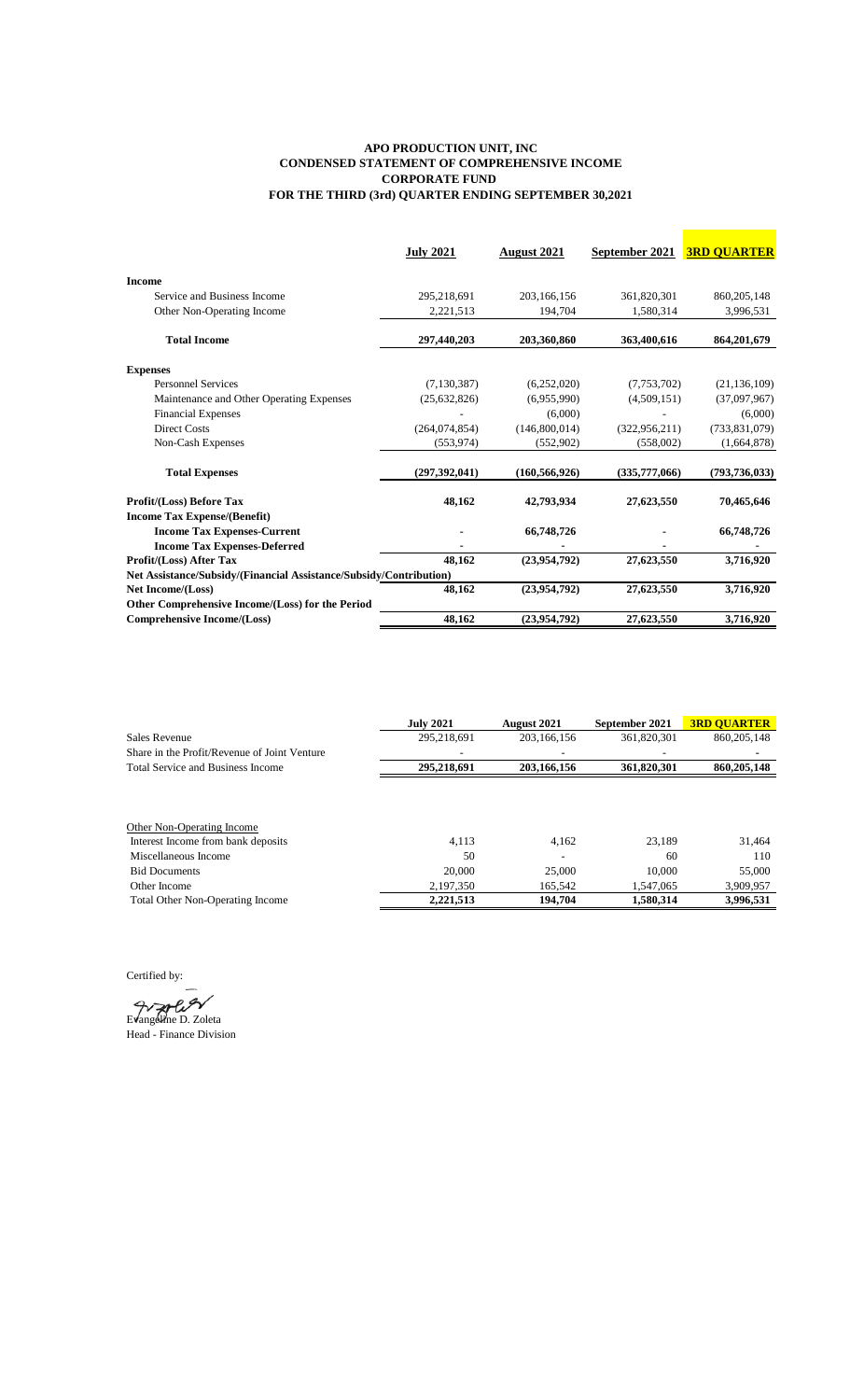# APO PRODUCTION UNIT, INC
## CONDENSED STATEMENT OF COMPREHENSIVE INCOME
## CORPORATE FUND
## FOR THE THIRD (3rd) QUARTER ENDING SEPTEMBER 30,2021

| | July 2021 | August 2021 | September 2021 | 3RD QUARTER |
|---|---|---|---|---|
| **Income** | | | | |
| Service and Business Income | 295,218,691 | 203,166,156 | 361,820,301 | 860,205,148 |
| Other Non-Operating Income | 2,221,513 | 194,704 | 1,580,314 | 3,996,531 |
| **Total Income** | **297,440,203** | **203,360,860** | **363,400,616** | **864,201,679** |
| **Expenses** | | | | |
| Personnel Services | (7,130,387) | (6,252,020) | (7,753,702) | (21,136,109) |
| Maintenance and Other Operating Expenses | (25,632,826) | (6,955,990) | (4,509,151) | (37,097,967) |
| Financial Expenses | - | (6,000) | - | (6,000) |
| Direct Costs | (264,074,854) | (146,800,014) | (322,956,211) | (733,831,079) |
| Non-Cash Expenses | (553,974) | (552,902) | (558,002) | (1,664,878) |
| **Total Expenses** | **(297,392,041)** | **(160,566,926)** | **(335,777,066)** | **(793,736,033)** |
| **Profit/(Loss) Before Tax** | **48,162** | **42,793,934** | **27,623,550** | **70,465,646** |
| **Income Tax Expense/(Benefit)** | | | | |
| **Income Tax Expenses-Current** | - | **66,748,726** | - | **66,748,726** |
| **Income Tax Expenses-Deferred** | - | - | - | - |
| **Profit/(Loss) After Tax** | **48,162** | **(23,954,792)** | **27,623,550** | **3,716,920** |
| **Net Assistance/Subsidy/(Financial Assistance/Subsidy/Contribution)** | | | | |
| **Net Income/(Loss)** | **48,162** | **(23,954,792)** | **27,623,550** | **3,716,920** |
| **Other Comprehensive Income/(Loss) for the Period** | | | | |
| **Comprehensive Income/(Loss)** | **48,162** | **(23,954,792)** | **27,623,550** | **3,716,920** |

| | July 2021 | August 2021 | September 2021 | 3RD QUARTER |
|---|---|---|---|---|
| Sales Revenue | 295,218,691 | 203,166,156 | 361,820,301 | 860,205,148 |
| Share in the Profit/Revenue of Joint Venture | - | - | - | - |
| Total Service and Business Income | **295,218,691** | **203,166,156** | **361,820,301** | **860,205,148** |

| Other Non-Operating Income | | | | |
|---|---|---|---|---|
| Interest Income from bank deposits | 4,113 | 4,162 | 23,189 | 31,464 |
| Miscellaneous Income | 50 | - | 60 | 110 |
| Bid Documents | 20,000 | 25,000 | 10,000 | 55,000 |
| Other Income | 2,197,350 | 165,542 | 1,547,065 | 3,909,957 |
| Total Other Non-Operating Income | **2,221,513** | **194,704** | **1,580,314** | **3,996,531** |

Certified by:

Evangeline D. Zoleta
Head - Finance Division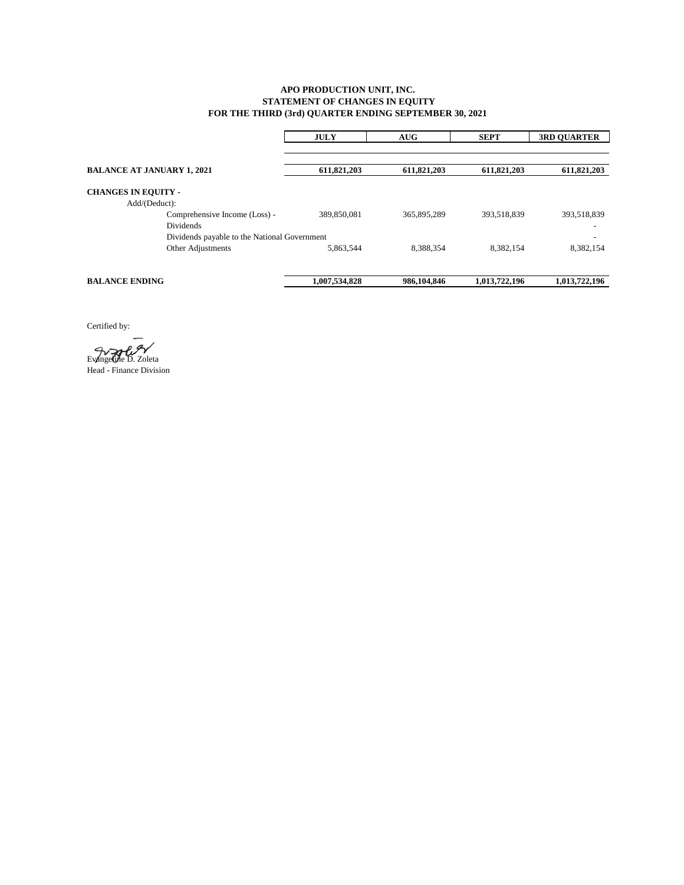**APO PRODUCTION UNIT, INC.**
**STATEMENT OF CHANGES IN EQUITY**
**FOR THE THIRD (3rd) QUARTER ENDING SEPTEMBER 30, 2021**

| | JULY | AUG | SEPT | 3RD QUARTER |
|---|---|---|---|---|
| **BALANCE AT JANUARY 1, 2021** | **611,821,203** | **611,821,203** | **611,821,203** | **611,821,203** |
| **CHANGES IN EQUITY -** | | | | |
| Add/(Deduct): | | | | |
| Comprehensive Income (Loss) - | 389,850,081 | 365,895,289 | 393,518,839 | 393,518,839 |
| Dividends | | | | - |
| Dividends payable to the National Government | | | | - |
| Other Adjustments | 5,863,544 | 8,388,354 | 8,382,154 | 8,382,154 |
| **BALANCE ENDING** | **1,007,534,828** | **986,104,846** | **1,013,722,196** | **1,013,722,196** |

Certified by:

Evangeline D. Zoleta
Head - Finance Division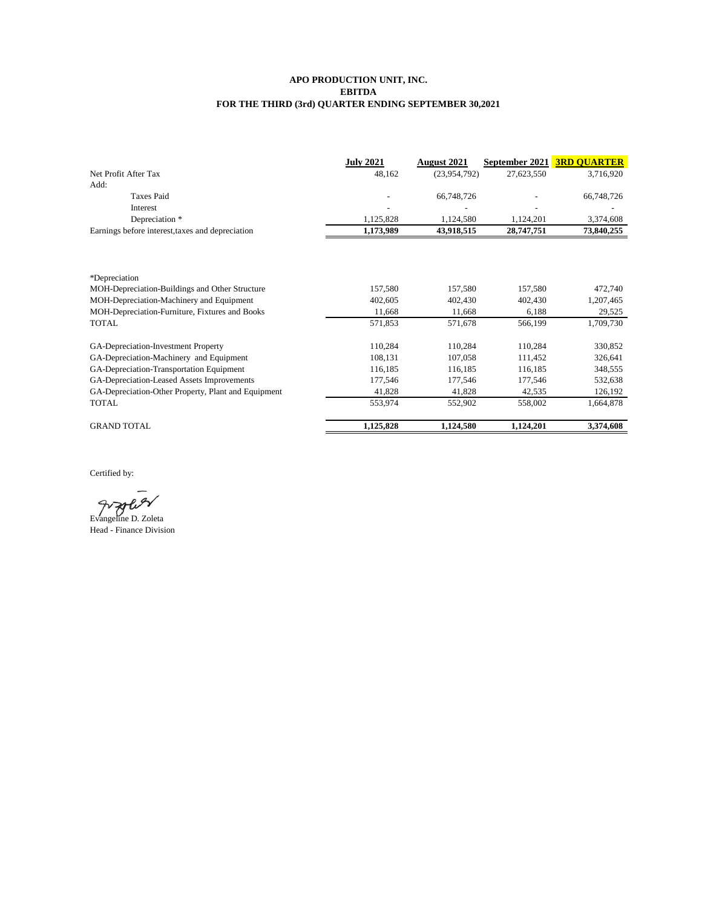**APO PRODUCTION UNIT, INC.**
**EBITDA**
**FOR THE THIRD (3rd) QUARTER ENDING SEPTEMBER 30,2021**

| | **July 2021** | **August 2021** | **September 2021** | **3RD QUARTER** |
|---|---|---|---|---|
| Net Profit After Tax | 48,162 | (23,954,792) | 27,623,550 | 3,716,920 |
| Add: | | | | |
| Taxes Paid | - | 66,748,726 | - | 66,748,726 |
| Interest | - | - | - | - |
| Depreciation * | 1,125,828 | 1,124,580 | 1,124,201 | 3,374,608 |
| Earnings before interest,taxes and depreciation | **1,173,989** | **43,918,515** | **28,747,751** | **73,840,255** |

| *Depreciation | | | | |
|---|---|---|---|---|
| MOH-Depreciation-Buildings and Other Structure | 157,580 | 157,580 | 157,580 | 472,740 |
| MOH-Depreciation-Machinery and Equipment | 402,605 | 402,430 | 402,430 | 1,207,465 |
| MOH-Depreciation-Furniture, Fixtures and Books | 11,668 | 11,668 | 6,188 | 29,525 |
| TOTAL | 571,853 | 571,678 | 566,199 | 1,709,730 |
| | | | | |
| GA-Depreciation-Investment Property | 110,284 | 110,284 | 110,284 | 330,852 |
| GA-Depreciation-Machinery and Equipment | 108,131 | 107,058 | 111,452 | 326,641 |
| GA-Depreciation-Transportation Equipment | 116,185 | 116,185 | 116,185 | 348,555 |
| GA-Depreciation-Leased Assets Improvements | 177,546 | 177,546 | 177,546 | 532,638 |
| GA-Depreciation-Other Property, Plant and Equipment | 41,828 | 41,828 | 42,535 | 126,192 |
| TOTAL | 553,974 | 552,902 | 558,002 | 1,664,878 |
| | | | | |
| GRAND TOTAL | **1,125,828** | **1,124,580** | **1,124,201** | **3,374,608** |

Certified by:

Evangeline D. Zoleta
Head - Finance Division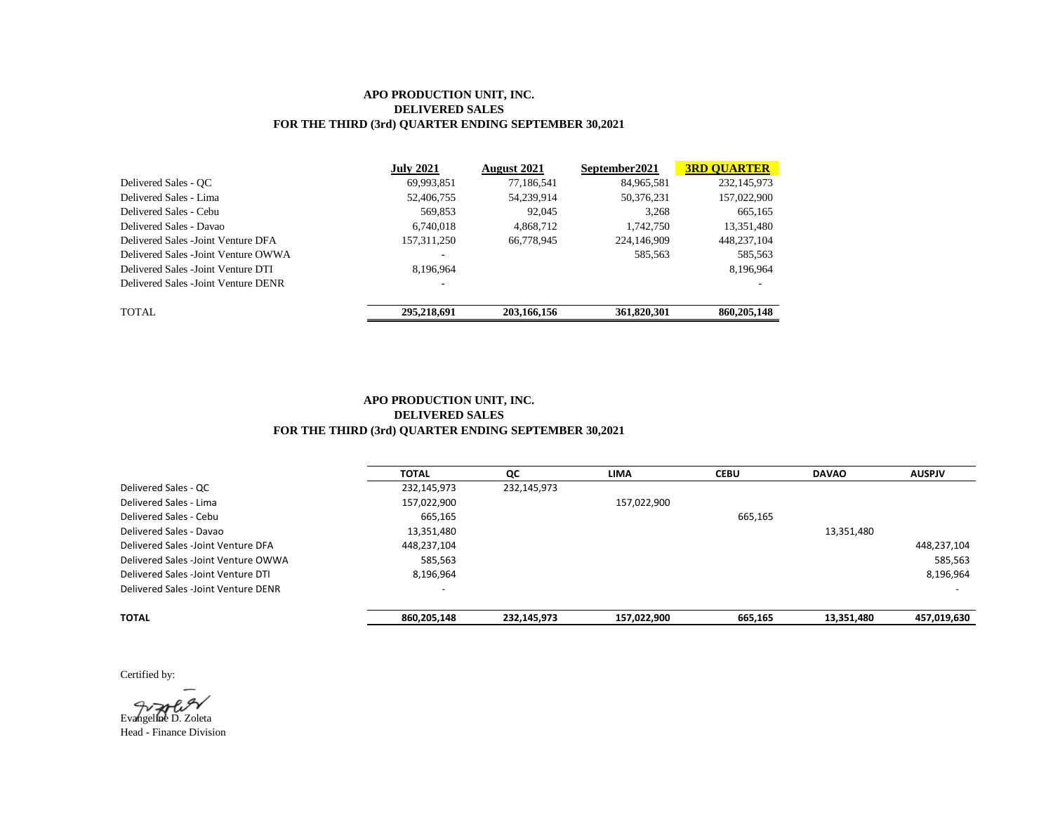**APO PRODUCTION UNIT, INC.**
**DELIVERED SALES**
**FOR THE THIRD (3rd) QUARTER ENDING SEPTEMBER 30,2021**

| | July 2021 | August 2021 | September2021 | 3RD QUARTER |
|---|---|---|---|---|
| Delivered Sales - QC | 69,993,851 | 77,186,541 | 84,965,581 | 232,145,973 |
| Delivered Sales - Lima | 52,406,755 | 54,239,914 | 50,376,231 | 157,022,900 |
| Delivered Sales - Cebu | 569,853 | 92,045 | 3,268 | 665,165 |
| Delivered Sales - Davao | 6,740,018 | 4,868,712 | 1,742,750 | 13,351,480 |
| Delivered Sales -Joint Venture DFA | 157,311,250 | 66,778,945 | 224,146,909 | 448,237,104 |
| Delivered Sales -Joint Venture OWWA | - | | 585,563 | 585,563 |
| Delivered Sales -Joint Venture DTI | 8,196,964 | | | 8,196,964 |
| Delivered Sales -Joint Venture DENR | - | | | - |
| TOTAL | **295,218,691** | **203,166,156** | **361,820,301** | **860,205,148** |

**APO PRODUCTION UNIT, INC.**
**DELIVERED SALES**
**FOR THE THIRD (3rd) QUARTER ENDING SEPTEMBER 30,2021**

| | TOTAL | QC | LIMA | CEBU | DAVAO | AUSPJV |
|---|---|---|---|---|---|---|
| Delivered Sales - QC | 232,145,973 | 232,145,973 | | | | |
| Delivered Sales - Lima | 157,022,900 | | 157,022,900 | | | |
| Delivered Sales - Cebu | 665,165 | | | 665,165 | | |
| Delivered Sales - Davao | 13,351,480 | | | | 13,351,480 | |
| Delivered Sales -Joint Venture DFA | 448,237,104 | | | | | 448,237,104 |
| Delivered Sales -Joint Venture OWWA | 585,563 | | | | | 585,563 |
| Delivered Sales -Joint Venture DTI | 8,196,964 | | | | | 8,196,964 |
| Delivered Sales -Joint Venture DENR | - | | | | | - |
| **TOTAL** | **860,205,148** | **232,145,973** | **157,022,900** | **665,165** | **13,351,480** | **457,019,630** |

Certified by:

Evangeline D. Zoleta
Head - Finance Division